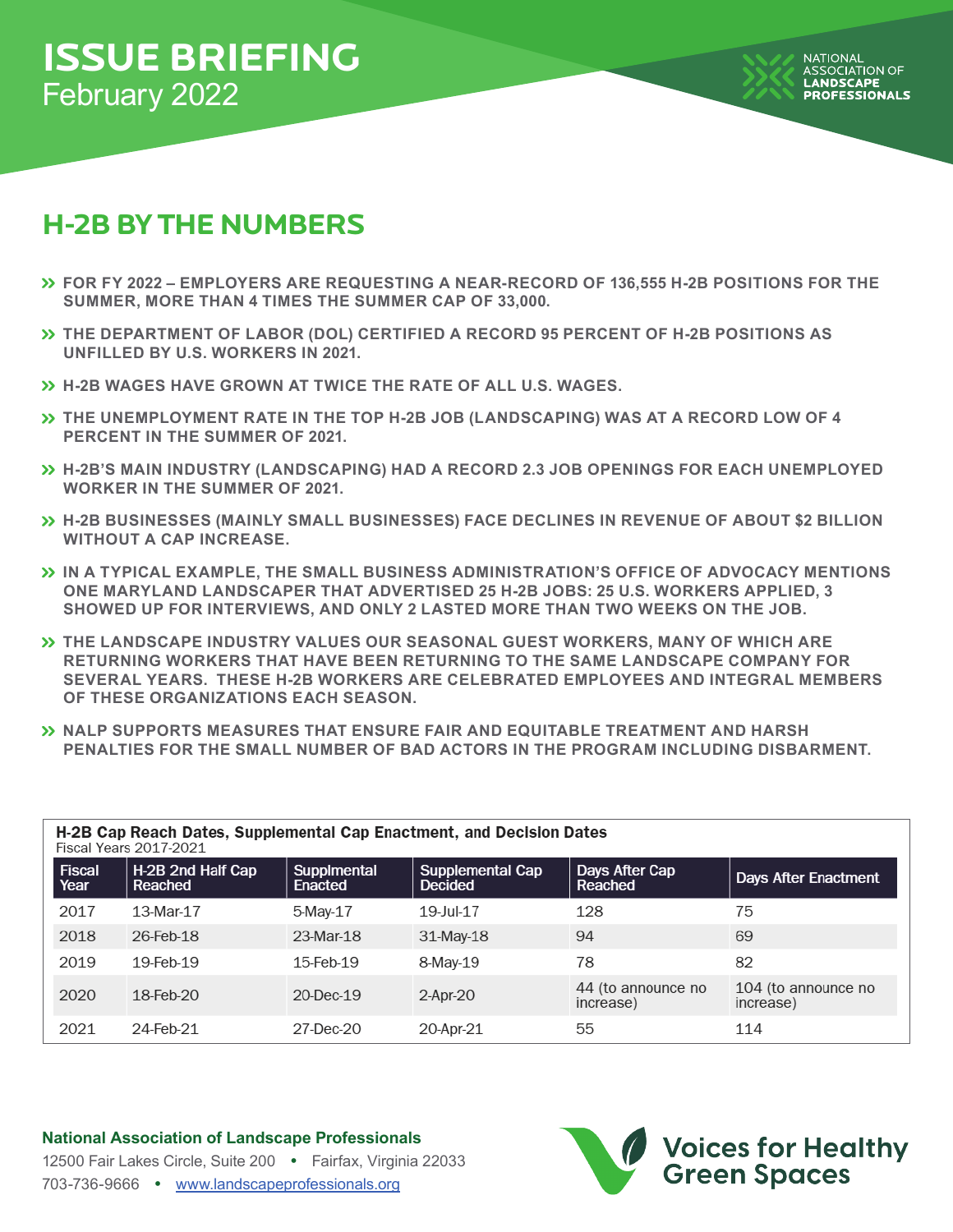# ISSUE BRIEFING

February 2022

NATIONAL ASSOCIATION OF LANDSCAPE PROFESSIONALS

## H-2B BY THE NUMBERS

- **FOR FY 2022 – EMPLOYERS ARE REQUESTING A NEAR-RECORD OF 136,555 H-2B POSITIONS FOR THE SUMMER, MORE THAN 4 TIMES THE SUMMER CAP OF 33,000.**
- **THE DEPARTMENT OF LABOR (DOL) CERTIFIED A RECORD 95 PERCENT OF H-2B POSITIONS AS UNFILLED BY U.S. WORKERS IN 2021.**
- **H-2B WAGES HAVE GROWN AT TWICE THE RATE OF ALL U.S. WAGES.**
- **THE UNEMPLOYMENT RATE IN THE TOP H-2B JOB (LANDSCAPING) WAS AT A RECORD LOW OF 4 PERCENT IN THE SUMMER OF 2021.**
- **H-2B'S MAIN INDUSTRY (LANDSCAPING) HAD A RECORD 2.3 JOB OPENINGS FOR EACH UNEMPLOYED WORKER IN THE SUMMER OF 2021.**
- **H-2B BUSINESSES (MAINLY SMALL BUSINESSES) FACE DECLINES IN REVENUE OF ABOUT $2 BILLION WITHOUT A CAP INCREASE.**
- **IN A TYPICAL EXAMPLE, THE SMALL BUSINESS ADMINISTRATION'S OFFICE OF ADVOCACY MENTIONS ONE MARYLAND LANDSCAPER THAT ADVERTISED 25 H-2B JOBS: 25 U.S. WORKERS APPLIED, 3 SHOWED UP FOR INTERVIEWS, AND ONLY 2 LASTED MORE THAN TWO WEEKS ON THE JOB.**
- **THE LANDSCAPE INDUSTRY VALUES OUR SEASONAL GUEST WORKERS, MANY OF WHICH ARE RETURNING WORKERS THAT HAVE BEEN RETURNING TO THE SAME LANDSCAPE COMPANY FOR SEVERAL YEARS. THESE H-2B WORKERS ARE CELEBRATED EMPLOYEES AND INTEGRAL MEMBERS OF THESE ORGANIZATIONS EACH SEASON.**
- **NALP SUPPORTS MEASURES THAT ENSURE FAIR AND EQUITABLE TREATMENT AND HARSH PENALTIES FOR THE SMALL NUMBER OF BAD ACTORS IN THE PROGRAM INCLUDING DISBARMENT.**

**H-2B Cap Reach Dates, Supplemental Cap Enactment, and Decision Dates**
Fiscal Years 2017-2021

| Fiscal Year | H-2B 2nd Half Cap Reached | Supplmental Enacted | Supplemental Cap Decided | Days After Cap Reached | Days After Enactment |
|---|---|---|---|---|---|
| 2017 | 13-Mar-17 | 5-May-17 | 19-Jul-17 | 128 | 75 |
| 2018 | 26-Feb-18 | 23-Mar-18 | 31-May-18 | 94 | 69 |
| 2019 | 19-Feb-19 | 15-Feb-19 | 8-May-19 | 78 | 82 |
| 2020 | 18-Feb-20 | 20-Dec-19 | 2-Apr-20 | 44 (to announce no increase) | 104 (to announce no increase) |
| 2021 | 24-Feb-21 | 27-Dec-20 | 20-Apr-21 | 55 | 114 |

**National Association of Landscape Professionals**
12500 Fair Lakes Circle, Suite 200 • Fairfax, Virginia 22033
703-736-9666 • www.landscapeprofessionals.org

Voices for Healthy Green Spaces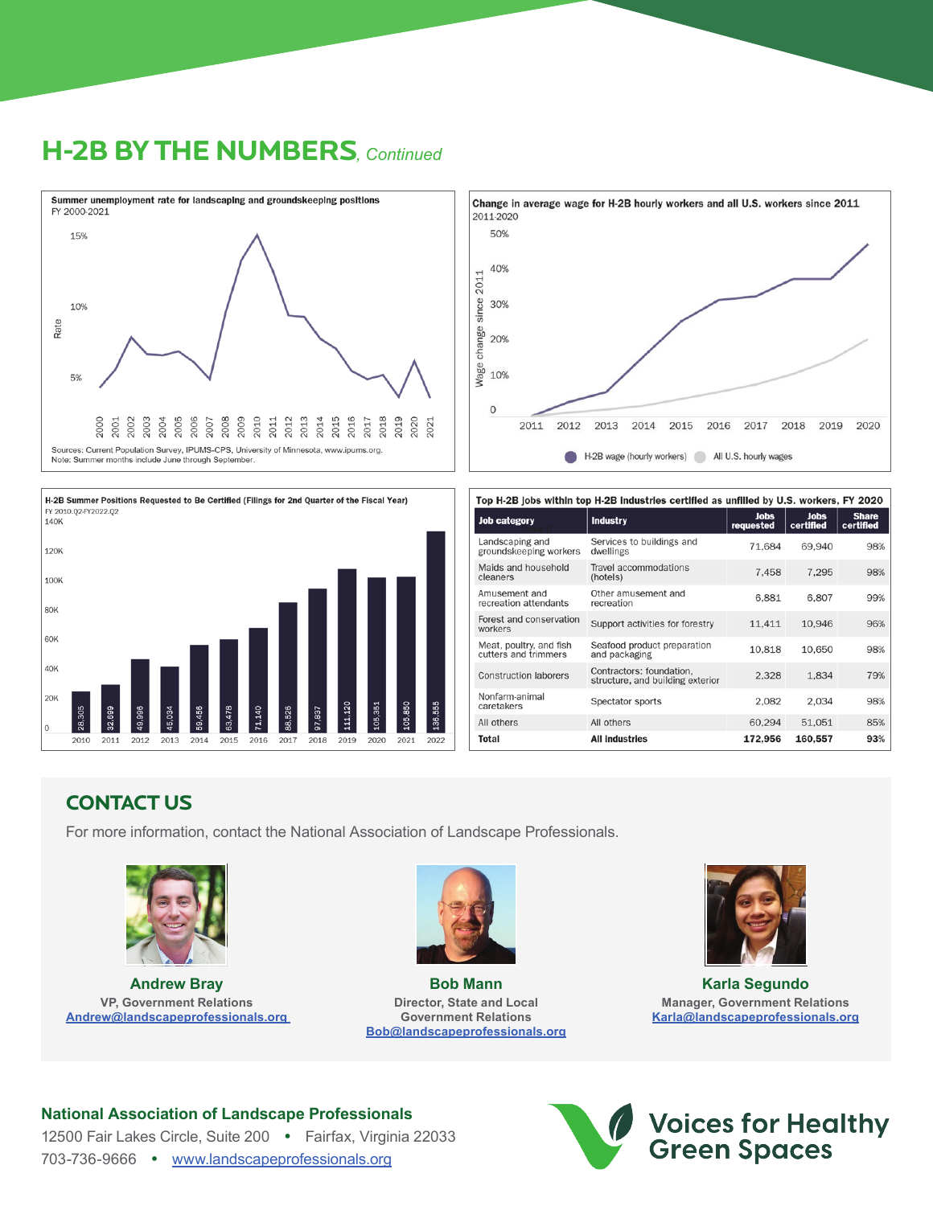## H-2B BY THE NUMBERS, *Continued*

**Summer unemployment rate for landscaping and groundskeeping positions**
FY 2000-2021

15%
10%
5%
Rate

2000 2001 2002 2003 2004 2005 2006 2007 2008 2009 2010 2011 2012 2013 2014 2015 2016 2017 2018 2019 2020 2021

Sources: Current Population Survey, IPUMS-CPS, University of Minnesota, www.ipums.org.
Note: Summer months include June through September.

**Change in average wage for H-2B hourly workers and all U.S. workers since 2011**
2011-2020

50%
40%
30%
20%
10%
0
Wage change since 2011

2011 2012 2013 2014 2015 2016 2017 2018 2019 2020

H-2B wage (hourly workers) All U.S. hourly wages

**H-2B Summer Positions Requested to Be Certified (Filings for 2nd Quarter of the Fiscal Year)**
FY 2010.Q2-FY2022.Q2

140K
120K
100K
80K
60K
40K
20K
0

2010: 28,305
2011: 32,699
2012: 49,996
2013: 45,034
2014: 59,456
2015: 63,478
2016: 71,140
2017: 88,526
2018: 97,837
2019: 111,120
2020: 105,351
2021: 105,850
2022: 136,555

**Top H-2B jobs within top H-2B industries certified as unfilled by U.S. workers, FY 2020**

| Job category | Industry | Jobs requested | Jobs certified | Share certified |
|---|---|---|---|---|
| Landscaping and groundskeeping workers | Services to buildings and dwellings | 71,684 | 69,940 | 98% |
| Maids and household cleaners | Travel accommodations (hotels) | 7,458 | 7,295 | 98% |
| Amusement and recreation attendants | Other amusement and recreation | 6,881 | 6,807 | 99% |
| Forest and conservation workers | Support activities for forestry | 11,411 | 10,946 | 96% |
| Meat, poultry, and fish cutters and trimmers | Seafood product preparation and packaging | 10,818 | 10,650 | 98% |
| Construction laborers | Contractors: foundation, structure, and building exterior | 2,328 | 1,834 | 79% |
| Nonfarm-animal caretakers | Spectator sports | 2,082 | 2,034 | 98% |
| All others | All others | 60,294 | 51,051 | 85% |
| **Total** | **All industries** | **172,956** | **160,557** | **93%** |

## CONTACT US

For more information, contact the National Association of Landscape Professionals.

**Andrew Bray**
VP, Government Relations
Andrew@landscapeprofessionals.org

**Bob Mann**
Director, State and Local Government Relations
Bob@landscapeprofessionals.org

**Karla Segundo**
Manager, Government Relations
Karla@landscapeprofessionals.org

**National Association of Landscape Professionals**
12500 Fair Lakes Circle, Suite 200 • Fairfax, Virginia 22033
703-736-9666 • www.landscapeprofessionals.org

Voices for Healthy Green Spaces